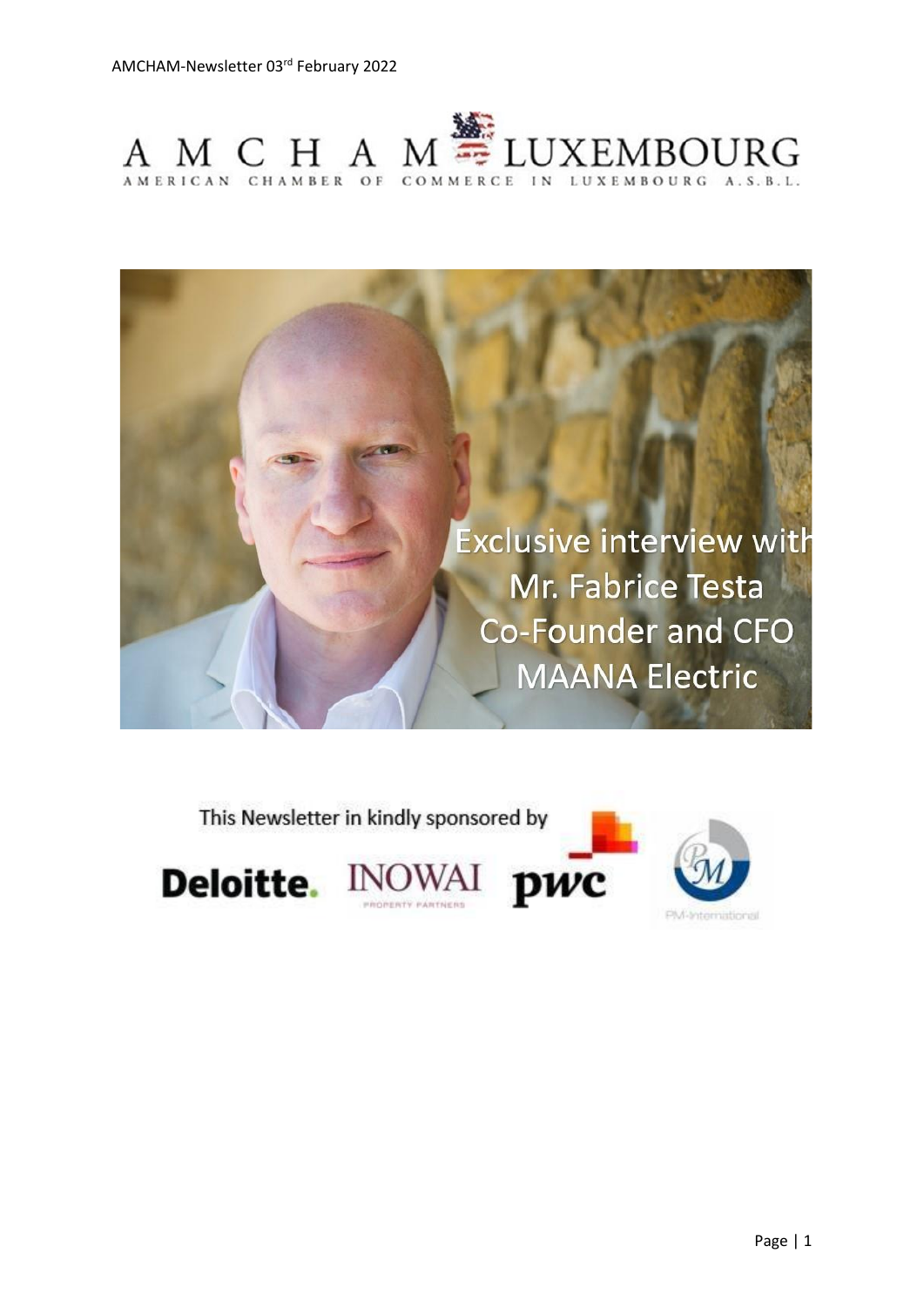AMCHAM-Newsletter 03rd February 2022

AMCHAM LUXEMBOURG
AMERICAN CHAMBER OF COMMERCE IN LUXEMBOURG A.S.B.L.

Exclusive interview with
Mr. Fabrice Testa
Co-Founder and CFO
MAANA Electric

This Newsletter in kindly sponsored by

Deloitte. INOWAI PROPERTY PARTNERS pwc PM-International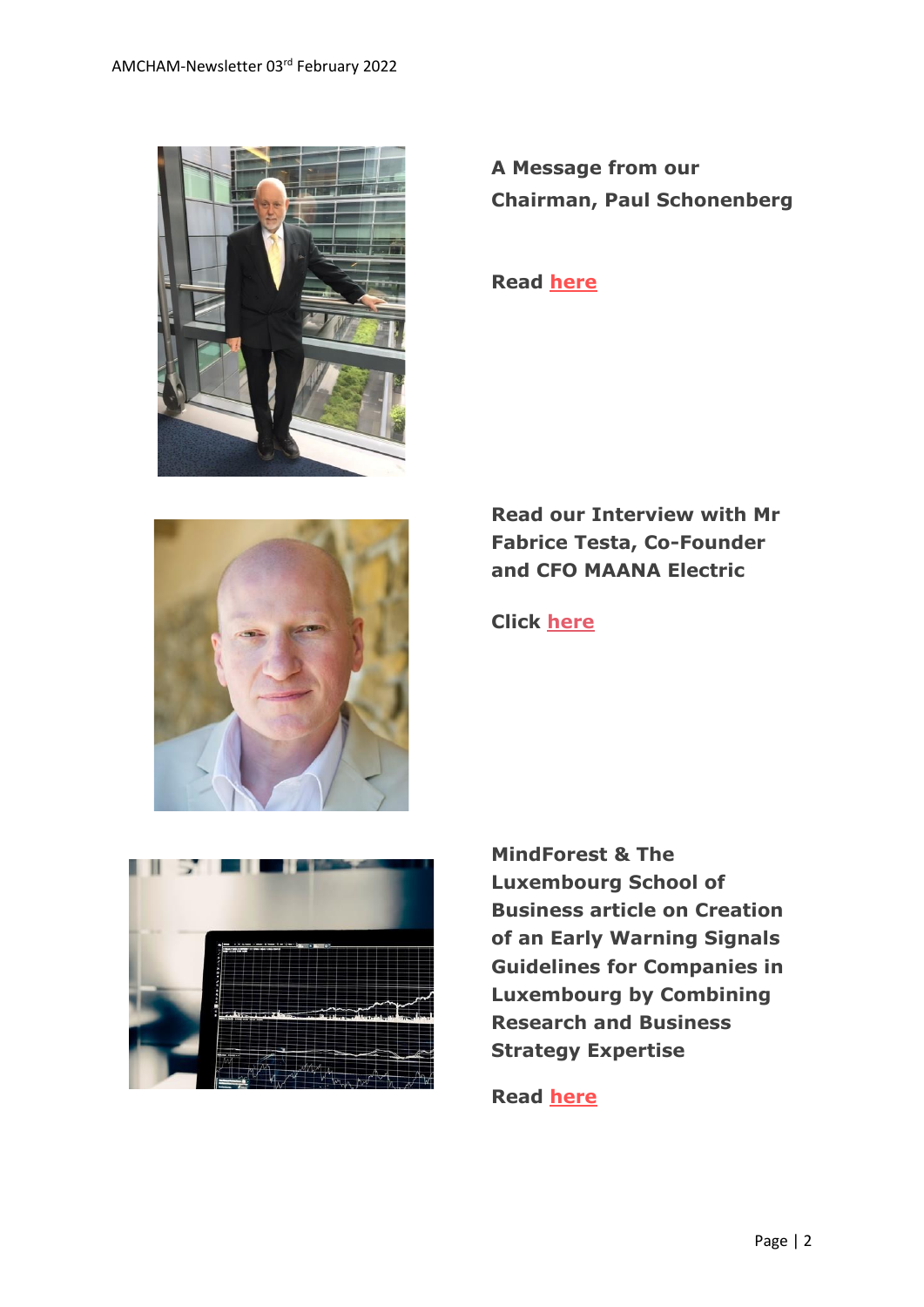**A Message from our Chairman, Paul Schonenberg**

**Read here**

**Read our Interview with Mr Fabrice Testa, Co-Founder and CFO MAANA Electric**

**Click here**

**MindForest & The Luxembourg School of Business article on Creation of an Early Warning Signals Guidelines for Companies in Luxembourg by Combining Research and Business Strategy Expertise**

**Read here**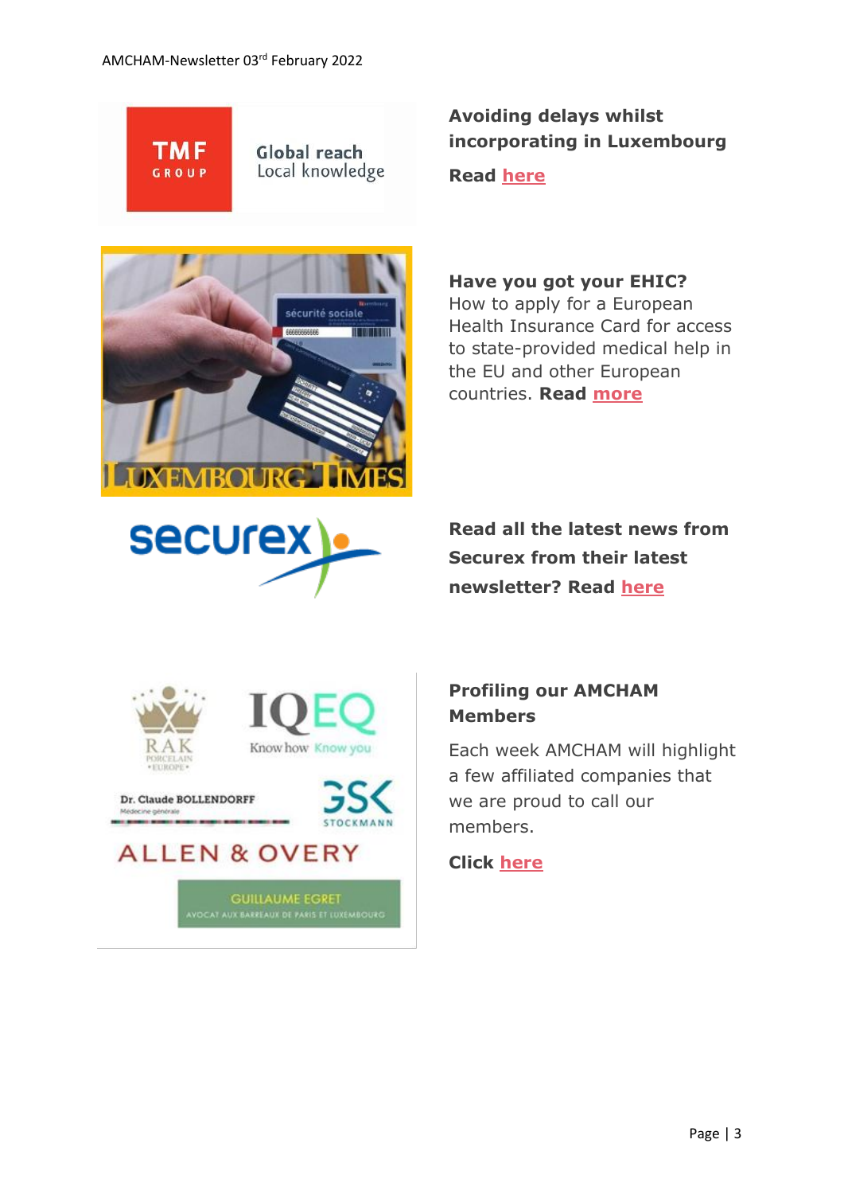**Avoiding delays whilst incorporating in Luxembourg**

**Read here**

**Have you got your EHIC?**
How to apply for a European Health Insurance Card for access to state-provided medical help in the EU and other European countries. **Read more**

**Read all the latest news from Securex from their latest newsletter? Read here**

**Profiling our AMCHAM Members**

Each week AMCHAM will highlight a few affiliated companies that we are proud to call our members.

**Click here**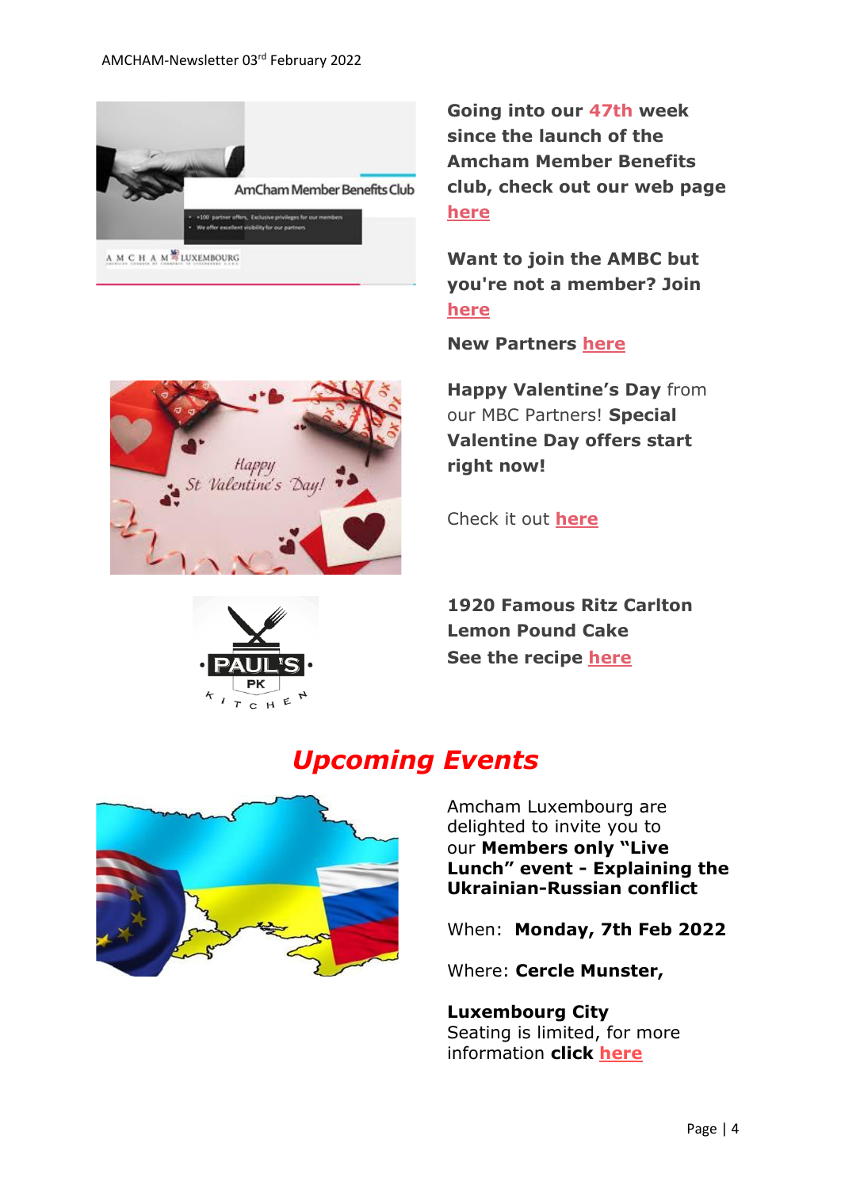**Going into our 47th week since the launch of the Amcham Member Benefits club, check out our web page here**

**Want to join the AMBC but you're not a member? Join here**

**New Partners here**

**Happy Valentine's Day** from our MBC Partners! **Special Valentine Day offers start right now!**

Check it out **here**

**1920 Famous Ritz Carlton Lemon Pound Cake**
**See the recipe here**

# *Upcoming Events*

Amcham Luxembourg are delighted to invite you to our **Members only "Live Lunch" event - Explaining the Ukrainian-Russian conflict**

When: **Monday, 7th Feb 2022**

Where: **Cercle Munster,**

**Luxembourg City**
Seating is limited, for more information **click here**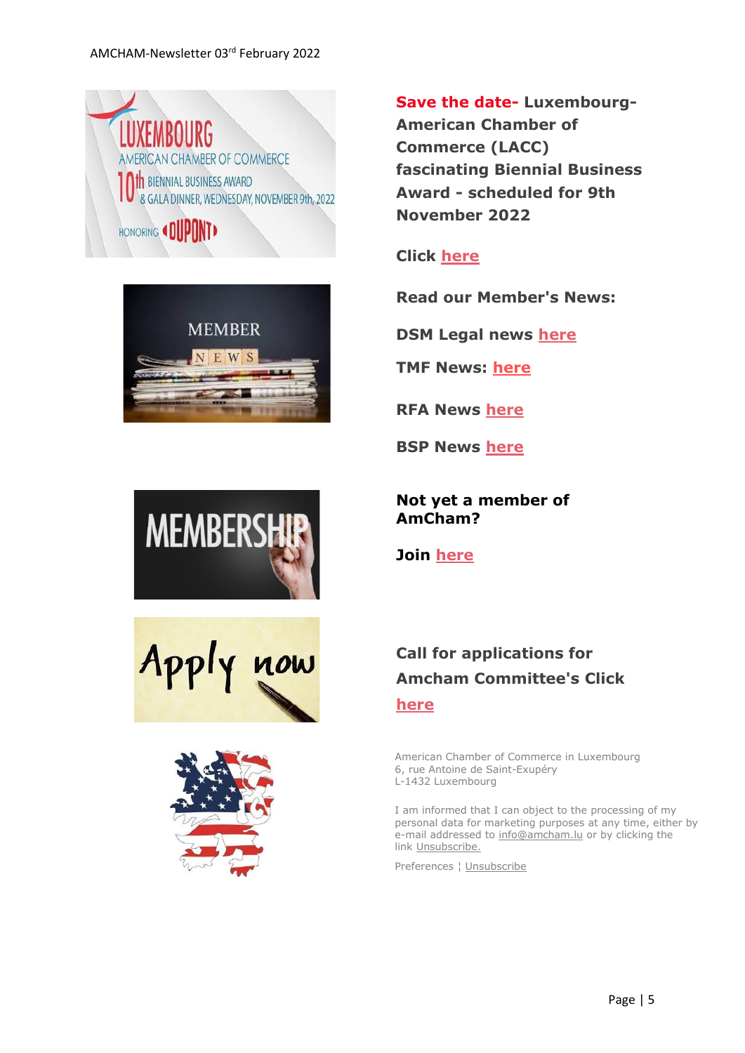**Save the date-** **Luxembourg-American Chamber of Commerce (LACC) fascinating Biennial Business Award - scheduled for 9th November 2022**

**Click here**

**Read our Member's News:**

**DSM Legal news here**

**TMF News: here**

**RFA News here**

**BSP News here**

**Not yet a member of AmCham?**

**Join here**

**Call for applications for Amcham Committee's Click here**

American Chamber of Commerce in Luxembourg
6, rue Antoine de Saint-Exupéry
L-1432 Luxembourg

I am informed that I can object to the processing of my personal data for marketing purposes at any time, either by e-mail addressed to info@amcham.lu or by clicking the link Unsubscribe.

Preferences ¦ Unsubscribe